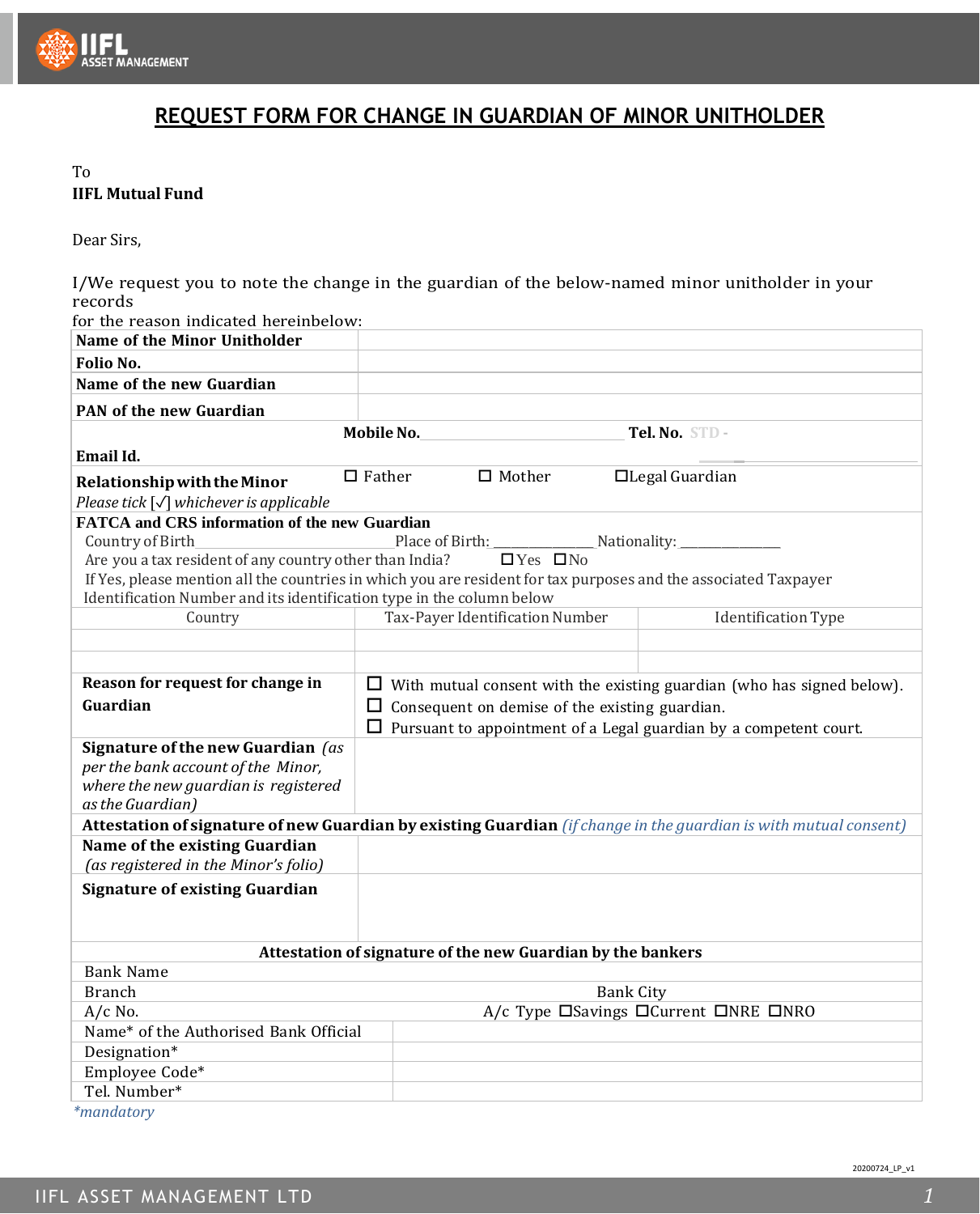# REQUEST FORM FOR CHANGE IN GUARDIAN OF MINOR UNITHOLDER

To
**IIFL Mutual Fund**

Dear Sirs,

I/We request you to note the change in the guardian of the below-named minor unitholder in your records
for the reason indicated hereinbelow:

| | |
|---|---|
| **Name of the Minor Unitholder** | |
| **Folio No.** | |
| **Name of the new Guardian** | |
| **PAN of the new Guardian** | |
| **Email Id.** | **Mobile No.** ________________ **Tel. No.** STD - |
| **Relationship with the Minor** *Please tick [✓] whichever is applicable* | ☐ Father ☐ Mother ☐ Legal Guardian |

**FATCA and CRS information of the new Guardian**

Country of Birth ____________ Place of Birth: ____________ Nationality: ____________

Are you a tax resident of any country other than India? ☐ Yes ☐ No

If Yes, please mention all the countries in which you are resident for tax purposes and the associated Taxpayer Identification Number and its identification type in the column below

| Country | Tax-Payer Identification Number | Identification Type |
|---|---|---|
| | | |
| | | |

| | |
|---|---|
| **Reason for request for change in Guardian** | ☐ With mutual consent with the existing guardian (who has signed below).<br>☐ Consequent on demise of the existing guardian.<br>☐ Pursuant to appointment of a Legal guardian by a competent court. |
| **Signature of the new Guardian** *(as per the bank account of the Minor, where the new guardian is registered as the Guardian)* | |

**Attestation of signature of new Guardian by existing Guardian** *(if change in the guardian is with mutual consent)*

| | |
|---|---|
| **Name of the existing Guardian** *(as registered in the Minor's folio)* | |
| **Signature of existing Guardian** | |

**Attestation of signature of the new Guardian by the bankers**

| | |
|---|---|
| Bank Name | |
| Branch | Bank City |
| A/c No. | A/c Type ☐Savings ☐Current ☐NRE ☐NRO |
| Name* of the Authorised Bank Official | |
| Designation* | |
| Employee Code* | |
| Tel. Number* | |

*\*mandatory*

20200724_LP_v1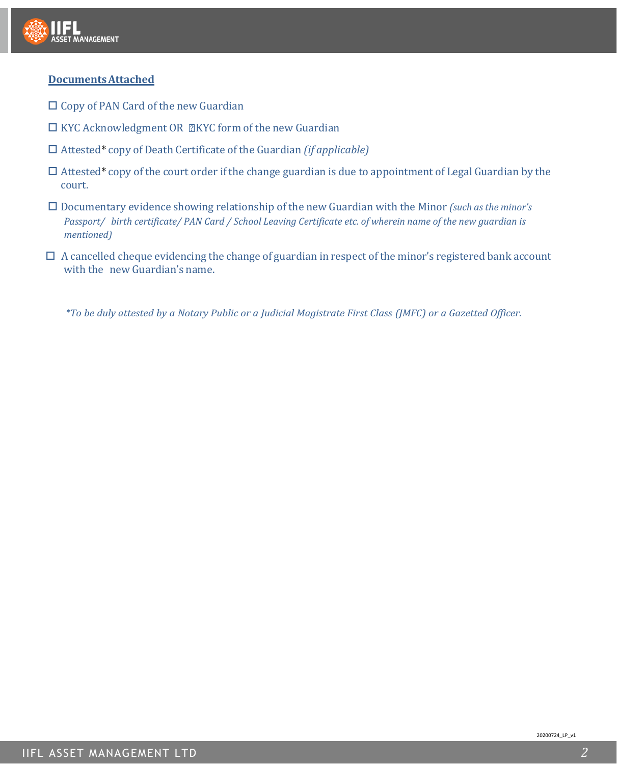**Documents Attached**

- ☐ Copy of PAN Card of the new Guardian
- ☐ KYC Acknowledgment OR ☐KYC form of the new Guardian
- ☐ Attested* copy of Death Certificate of the Guardian *(if applicable)*
- ☐ Attested* copy of the court order if the change guardian is due to appointment of Legal Guardian by the court.
- ☐ Documentary evidence showing relationship of the new Guardian with the Minor *(such as the minor's Passport/ birth certificate/ PAN Card / School Leaving Certificate etc. of wherein name of the new guardian is mentioned)*
- ☐ A cancelled cheque evidencing the change of guardian in respect of the minor's registered bank account with the new Guardian's name.

*\*To be duly attested by a Notary Public or a Judicial Magistrate First Class (JMFC) or a Gazetted Officer.*

20200724_LP_v1